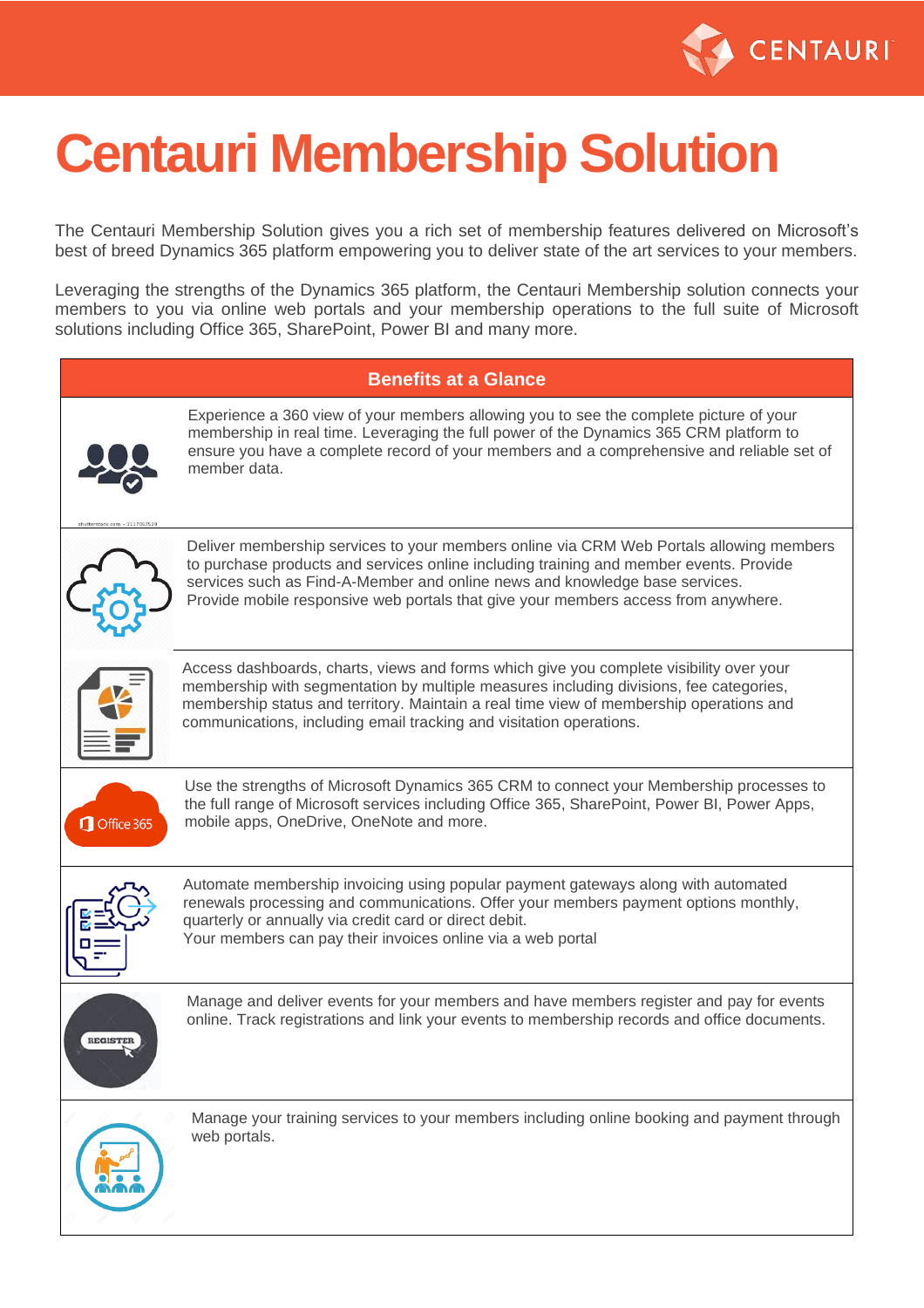# Centauri Membership Solution

The Centauri Membership Solution gives you a rich set of membership features delivered on Microsoft's best of breed Dynamics 365 platform empowering you to deliver state of the art services to your members.

Leveraging the strengths of the Dynamics 365 platform, the Centauri Membership solution connects your members to you via online web portals and your membership operations to the full suite of Microsoft solutions including Office 365, SharePoint, Power BI and many more.

| Benefits at a Glance | |
|---|---|
| | Experience a 360 view of your members allowing you to see the complete picture of your membership in real time. Leveraging the full power of the Dynamics 365 CRM platform to ensure you have a complete record of your members and a comprehensive and reliable set of member data. |
| | Deliver membership services to your members online via CRM Web Portals allowing members to purchase products and services online including training and member events. Provide services such as Find-A-Member and online news and knowledge base services. Provide mobile responsive web portals that give your members access from anywhere. |
| | Access dashboards, charts, views and forms which give you complete visibility over your membership with segmentation by multiple measures including divisions, fee categories, membership status and territory. Maintain a real time view of membership operations and communications, including email tracking and visitation operations. |
| Office 365 | Use the strengths of Microsoft Dynamics 365 CRM to connect your Membership processes to the full range of Microsoft services including Office 365, SharePoint, Power BI, Power Apps, mobile apps, OneDrive, OneNote and more. |
| | Automate membership invoicing using popular payment gateways along with automated renewals processing and communications. Offer your members payment options monthly, quarterly or annually via credit card or direct debit. Your members can pay their invoices online via a web portal |
| REGISTER | Manage and deliver events for your members and have members register and pay for events online. Track registrations and link your events to membership records and office documents. |
| | Manage your training services to your members including online booking and payment through web portals. |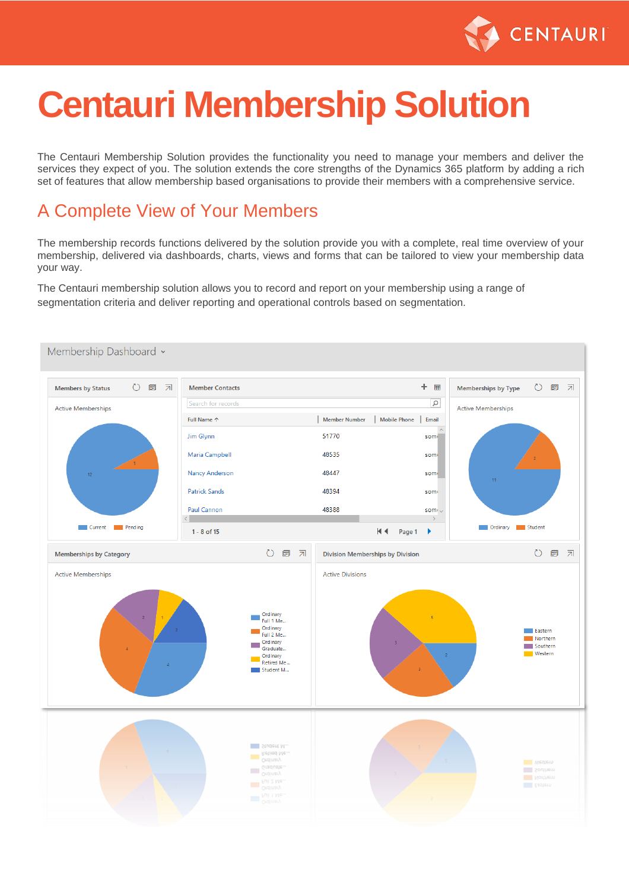# Centauri Membership Solution

The Centauri Membership Solution provides the functionality you need to manage your members and deliver the services they expect of you. The solution extends the core strengths of the Dynamics 365 platform by adding a rich set of features that allow membership based organisations to provide their members with a comprehensive service.

## A Complete View of Your Members

The membership records functions delivered by the solution provide you with a complete, real time overview of your membership, delivered via dashboards, charts, views and forms that can be tailored to view your membership data your way.

The Centauri membership solution allows you to record and report on your membership using a range of segmentation criteria and deliver reporting and operational controls based on segmentation.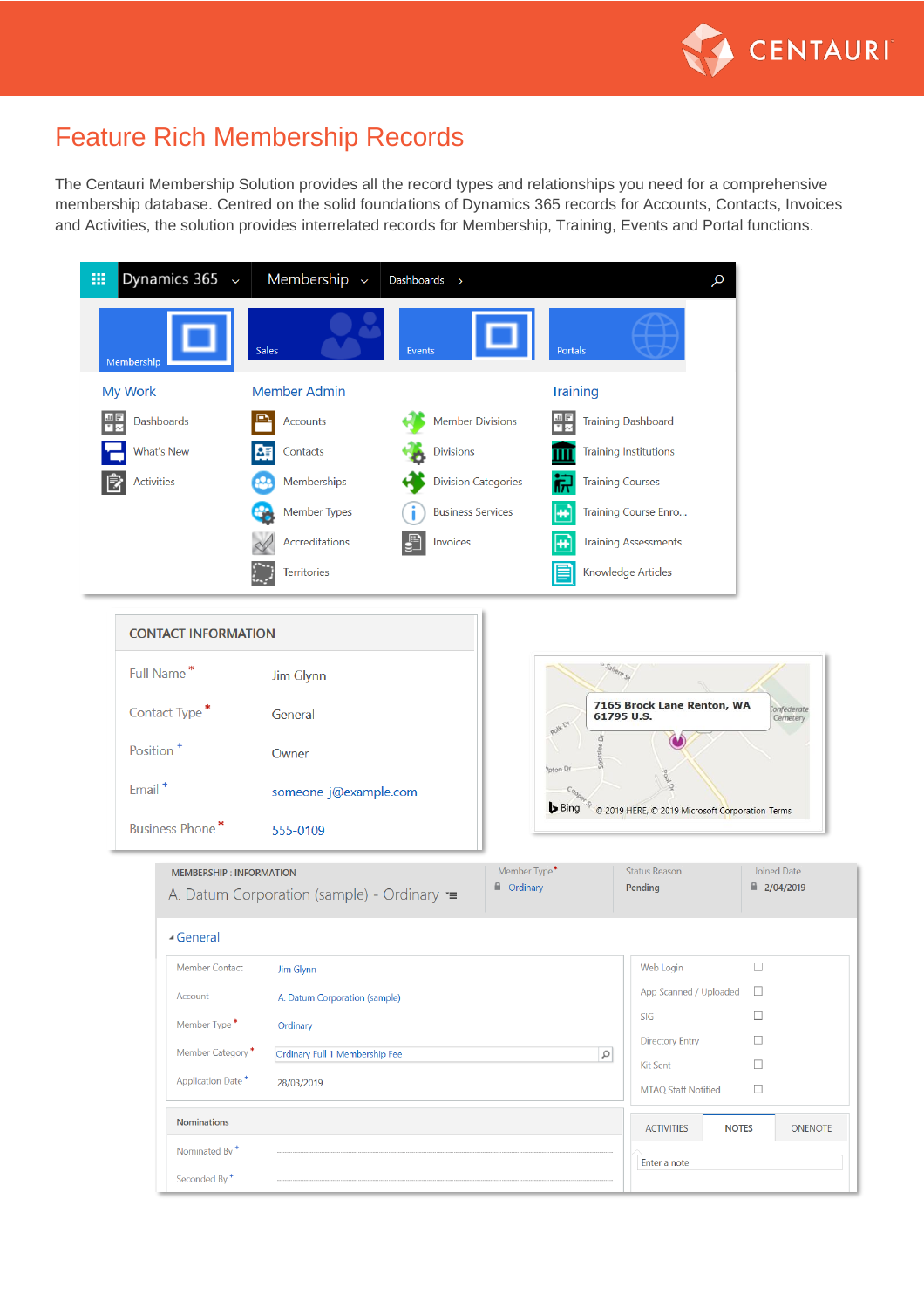# Feature Rich Membership Records

The Centauri Membership Solution provides all the record types and relationships you need for a comprehensive membership database. Centred on the solid foundations of Dynamics 365 records for Accounts, Contacts, Invoices and Activities, the solution provides interrelated records for Membership, Training, Events and Portal functions.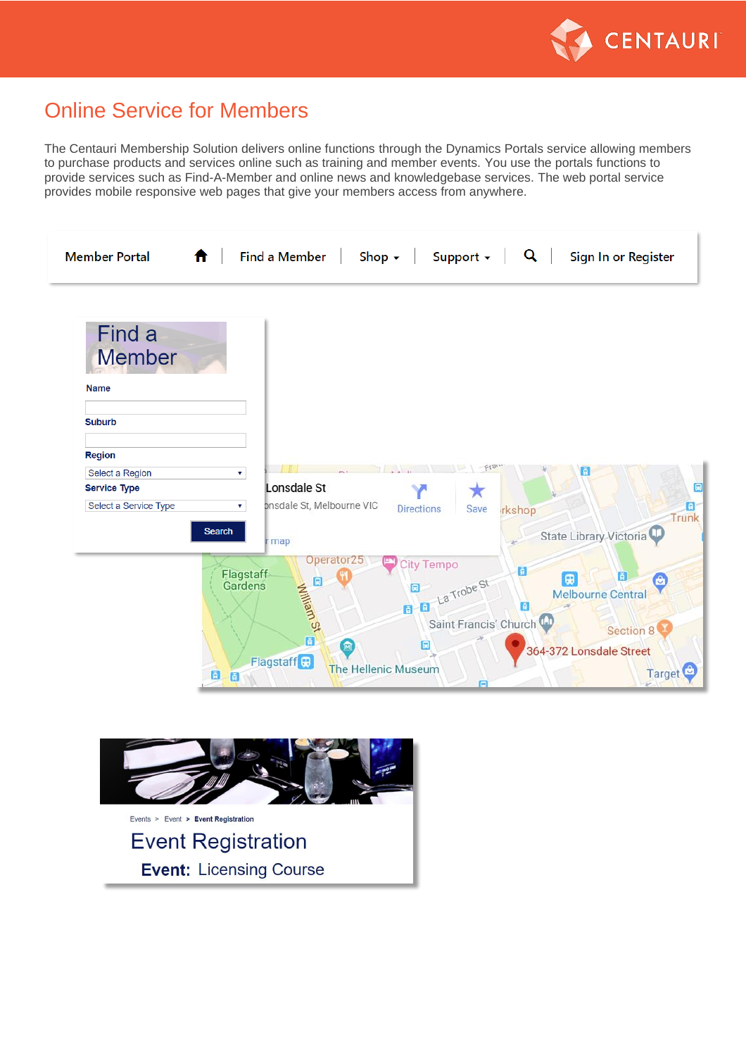# Online Service for Members

The Centauri Membership Solution delivers online functions through the Dynamics Portals service allowing members to purchase products and services online such as training and member events. You use the portals functions to provide services such as Find-A-Member and online news and knowledgebase services. The web portal service provides mobile responsive web pages that give your members access from anywhere.

Member Portal | Find a Member | Shop | Support | Sign In or Register

## Find a Member

Name

Suburb

Region

Select a Region

Service Type

Select a Service Type

Search

Lonsdale St
Lonsdale St, Melbourne VIC
Directions
Save

Events > Event > Event Registration

## Event Registration

**Event:** Licensing Course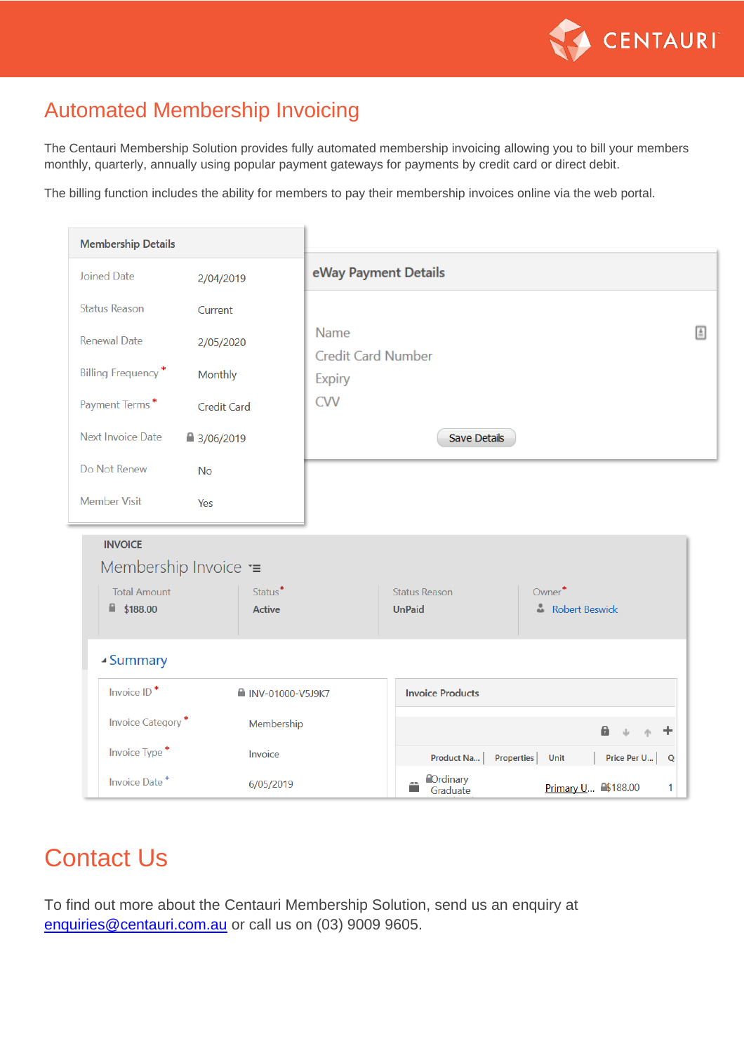# Automated Membership Invoicing

The Centauri Membership Solution provides fully automated membership invoicing allowing you to bill your members monthly, quarterly, annually using popular payment gateways for payments by credit card or direct debit.

The billing function includes the ability for members to pay their membership invoices online via the web portal.

**Membership Details**

| | |
|---|---|
| Joined Date | 2/04/2019 |
| Status Reason | Current |
| Renewal Date | 2/05/2020 |
| Billing Frequency * | Monthly |
| Payment Terms * | Credit Card |
| Next Invoice Date | 3/06/2019 |
| Do Not Renew | No |
| Member Visit | Yes |

**eWay Payment Details**

Name
Credit Card Number
Expiry
CVV

Save Details

INVOICE

Membership Invoice

| Total Amount | Status * | Status Reason | Owner * |
|---|---|---|---|
| $188.00 | Active | UnPaid | Robert Beswick |

Summary

| | |
|---|---|
| Invoice ID * | INV-01000-V5J9K7 |
| Invoice Category * | Membership |
| Invoice Type * | Invoice |
| Invoice Date * | 6/05/2019 |

**Invoice Products**

| Product Na... | Properties | Unit | Price Per U... | Q |
|---|---|---|---|---|
| Ordinary Graduate | | Primary U... | $188.00 | 1 |

# Contact Us

To find out more about the Centauri Membership Solution, send us an enquiry at enquiries@centauri.com.au or call us on (03) 9009 9605.